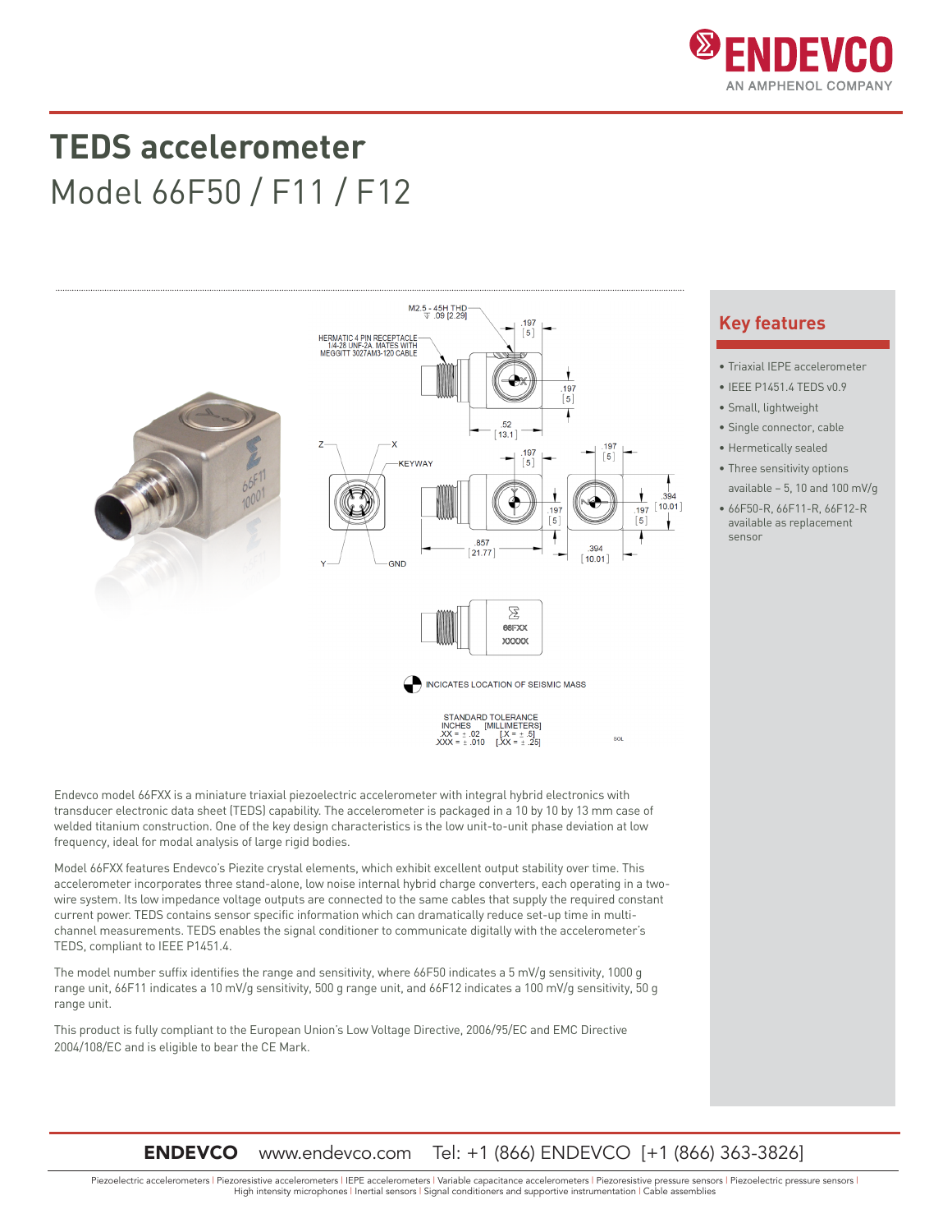# TEDS accelerometer

## Model 66F50 / F11 / F12

## Key features

- Triaxial IEPE accelerometer
- IEEE P1451.4 TEDS v0.9
- Small, lightweight
- Single connector, cable
- Hermetically sealed
- Three sensitivity options available – 5, 10 and 100 mV/g
- 66F50-R, 66F11-R, 66F12-R available as replacement sensor

M2.5 - 45H THD ⊽ .09 [2.29]

HERMATIC 4 PIN RECEPTACLE 1/4-28 UNF-2A MATES WITH MEGGITT 3027AM3-120 CABLE

KEYWAY

INCICATES LOCATION OF SEISMIC MASS

STANDARD TOLERANCE
INCHES [MILLIMETERS]
.XX = ± .02 [.X = ± .5]
.XXX = ± .010 [.XX = ± .25]

Endevco model 66FXX is a miniature triaxial piezoelectric accelerometer with integral hybrid electronics with transducer electronic data sheet (TEDS) capability. The accelerometer is packaged in a 10 by 10 by 13 mm case of welded titanium construction. One of the key design characteristics is the low unit-to-unit phase deviation at low frequency, ideal for modal analysis of large rigid bodies.

Model 66FXX features Endevco's Piezite crystal elements, which exhibit excellent output stability over time. This accelerometer incorporates three stand-alone, low noise internal hybrid charge converters, each operating in a two-wire system. Its low impedance voltage outputs are connected to the same cables that supply the required constant current power. TEDS contains sensor specific information which can dramatically reduce set-up time in multi-channel measurements. TEDS enables the signal conditioner to communicate digitally with the accelerometer's TEDS, compliant to IEEE P1451.4.

The model number suffix identifies the range and sensitivity, where 66F50 indicates a 5 mV/g sensitivity, 1000 g range unit, 66F11 indicates a 10 mV/g sensitivity, 500 g range unit, and 66F12 indicates a 100 mV/g sensitivity, 50 g range unit.

This product is fully compliant to the European Union's Low Voltage Directive, 2006/95/EC and EMC Directive 2004/108/EC and is eligible to bear the CE Mark.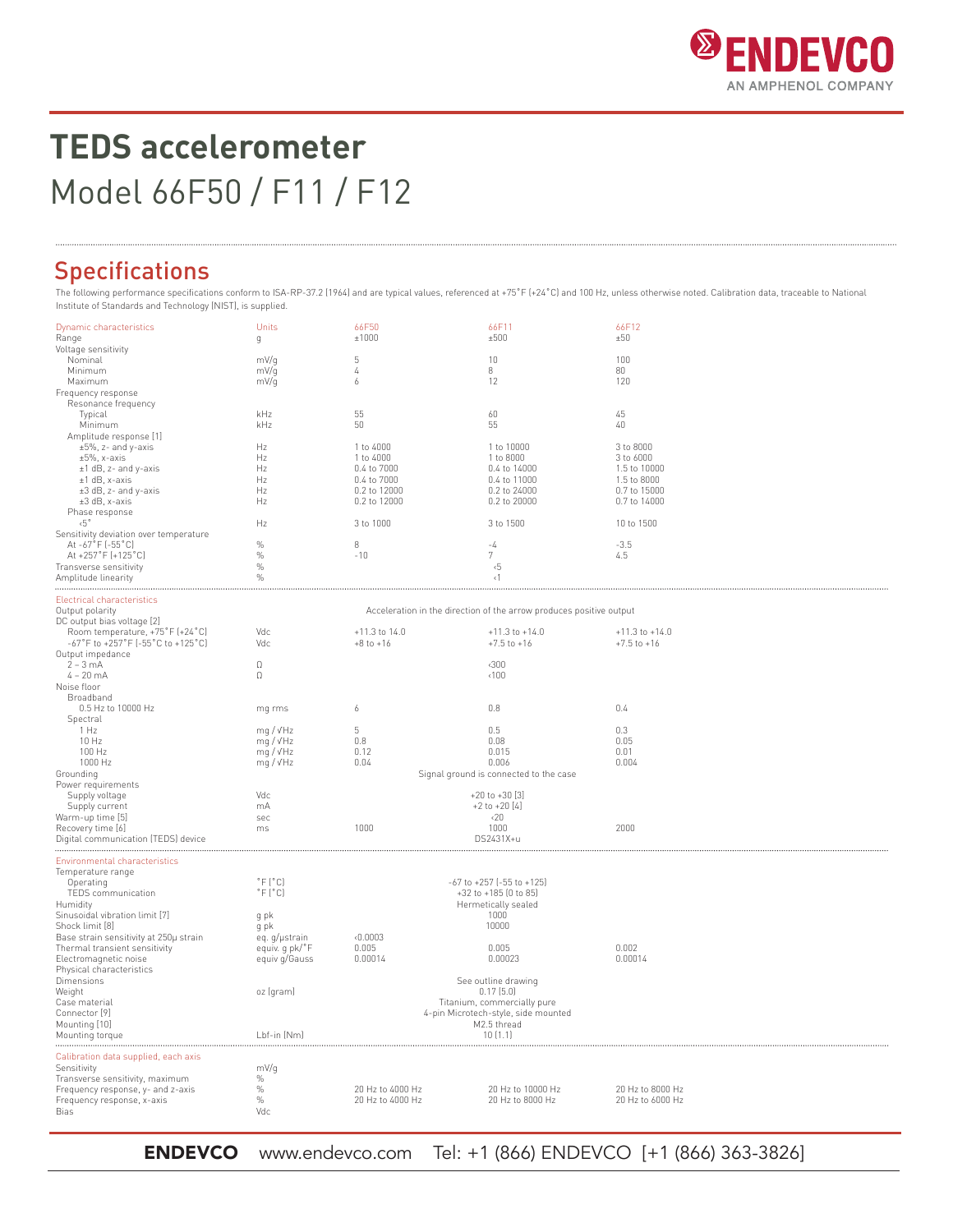# TEDS accelerometer

Model 66F50 / F11 / F12

## Specifications

The following performance specifications conform to ISA-RP-37.2 (1964) and are typical values, referenced at +75˚F (+24˚C) and 100 Hz, unless otherwise noted. Calibration data, traceable to National Institute of Standards and Technology (NIST), is supplied.

| Dynamic characteristics | Units | 66F50 | 66F11 | 66F12 |
|---|---|---|---|---|
| Range | g | ±1000 | ±500 | ±50 |
| Voltage sensitivity | | | | |
| Nominal | mV/g | 5 | 10 | 100 |
| Minimum | mV/g | 4 | 8 | 80 |
| Maximum | mV/g | 6 | 12 | 120 |
| Frequency response | | | | |
| Resonance frequency | | | | |
| Typical | kHz | 55 | 60 | 45 |
| Minimum | kHz | 50 | 55 | 40 |
| Amplitude response [1] | | | | |
| ±5%, z- and y-axis | Hz | 1 to 4000 | 1 to 10000 | 3 to 8000 |
| ±5%, x-axis | Hz | 1 to 4000 | 1 to 8000 | 3 to 6000 |
| ±1 dB, z- and y-axis | Hz | 0.4 to 7000 | 0.4 to 14000 | 1.5 to 10000 |
| ±1 dB, x-axis | Hz | 0.4 to 7000 | 0.4 to 11000 | 1.5 to 8000 |
| ±3 dB, z- and y-axis | Hz | 0.2 to 12000 | 0.2 to 24000 | 0.7 to 15000 |
| ±3 dB, x-axis | Hz | 0.2 to 12000 | 0.2 to 20000 | 0.7 to 14000 |
| Phase response | | | | |
| <5° | Hz | 3 to 1000 | 3 to 1500 | 10 to 1500 |
| Sensitivity deviation over temperature | | | | |
| At -67˚F (-55˚C) | % | 8 | -4 | -3.5 |
| At +257˚F (+125˚C) | % | -10 | 7 | 4.5 |
| Transverse sensitivity | % | | <5 | |
| Amplitude linearity | % | | <1 | |

| Electrical characteristics | Units | 66F50 | 66F11 | 66F12 |
|---|---|---|---|---|
| Output polarity | | | Acceleration in the direction of the arrow produces positive output | |
| DC output bias voltage [2] | | | | |
| Room temperature, +75˚F (+24˚C) | Vdc | +11.3 to 14.0 | +11.3 to +14.0 | +11.3 to +14.0 |
| -67˚F to +257˚F (-55˚C to +125˚C) | Vdc | +8 to +16 | +7.5 to +16 | +7.5 to +16 |
| Output impedance | | | | |
| 2 – 3 mA | Ω | | <300 | |
| 4 – 20 mA | Ω | | <100 | |
| Noise floor | | | | |
| Broadband | | | | |
| 0.5 Hz to 10000 Hz | mg rms | 6 | 0.8 | 0.4 |
| Spectral | | | | |
| 1 Hz | mg / √Hz | 5 | 0.5 | 0.3 |
| 10 Hz | mg / √Hz | 0.8 | 0.08 | 0.05 |
| 100 Hz | mg / √Hz | 0.12 | 0.015 | 0.01 |
| 1000 Hz | mg / √Hz | 0.04 | 0.006 | 0.004 |
| Grounding | | | Signal ground is connected to the case | |
| Power requirements | | | | |
| Supply voltage | Vdc | | +20 to +30 [3] | |
| Supply current | mA | | +2 to +20 [4] | |
| Warm-up time [5] | sec | | <20 | |
| Recovery time [6] | ms | 1000 | 1000 | 2000 |
| Digital communication (TEDS) device | | | DS2431X+u | |

| Environmental characteristics | Units | 66F50 | 66F11 | 66F12 |
|---|---|---|---|---|
| Temperature range | | | | |
| Operating | ˚F (˚C) | | -67 to +257 (-55 to +125) | |
| TEDS communication | ˚F (˚C) | | +32 to +185 (0 to 85) | |
| Humidity | | | Hermetically sealed | |
| Sinusoidal vibration limit [7] | g pk | | 1000 | |
| Shock limit [8] | g pk | | 10000 | |
| Base strain sensitivity at 250µ strain | eq. g/µstrain | <0.0003 | | |
| Thermal transient sensitivity | equiv. g pk/˚F | 0.005 | 0.005 | 0.002 |
| Electromagnetic noise | equiv g/Gauss | 0.00014 | 0.00023 | 0.00014 |
| Physical characteristics | | | | |
| Dimensions | | | See outline drawing | |
| Weight | oz (gram) | | 0.17 (5.0) | |
| Case material | | | Titanium, commercially pure | |
| Connector [9] | | | 4-pin Microtech-style, side mounted | |
| Mounting [10] | | | M2.5 thread | |
| Mounting torque | Lbf-in (Nm) | | 10 (1.1) | |

| Calibration data supplied, each axis | Units | 66F50 | 66F11 | 66F12 |
|---|---|---|---|---|
| Sensitivity | mV/g | | | |
| Transverse sensitivity, maximum | % | | | |
| Frequency response, y- and z-axis | % | 20 Hz to 4000 Hz | 20 Hz to 10000 Hz | 20 Hz to 8000 Hz |
| Frequency response, x-axis | % | 20 Hz to 4000 Hz | 20 Hz to 8000 Hz | 20 Hz to 6000 Hz |
| Bias | Vdc | | | |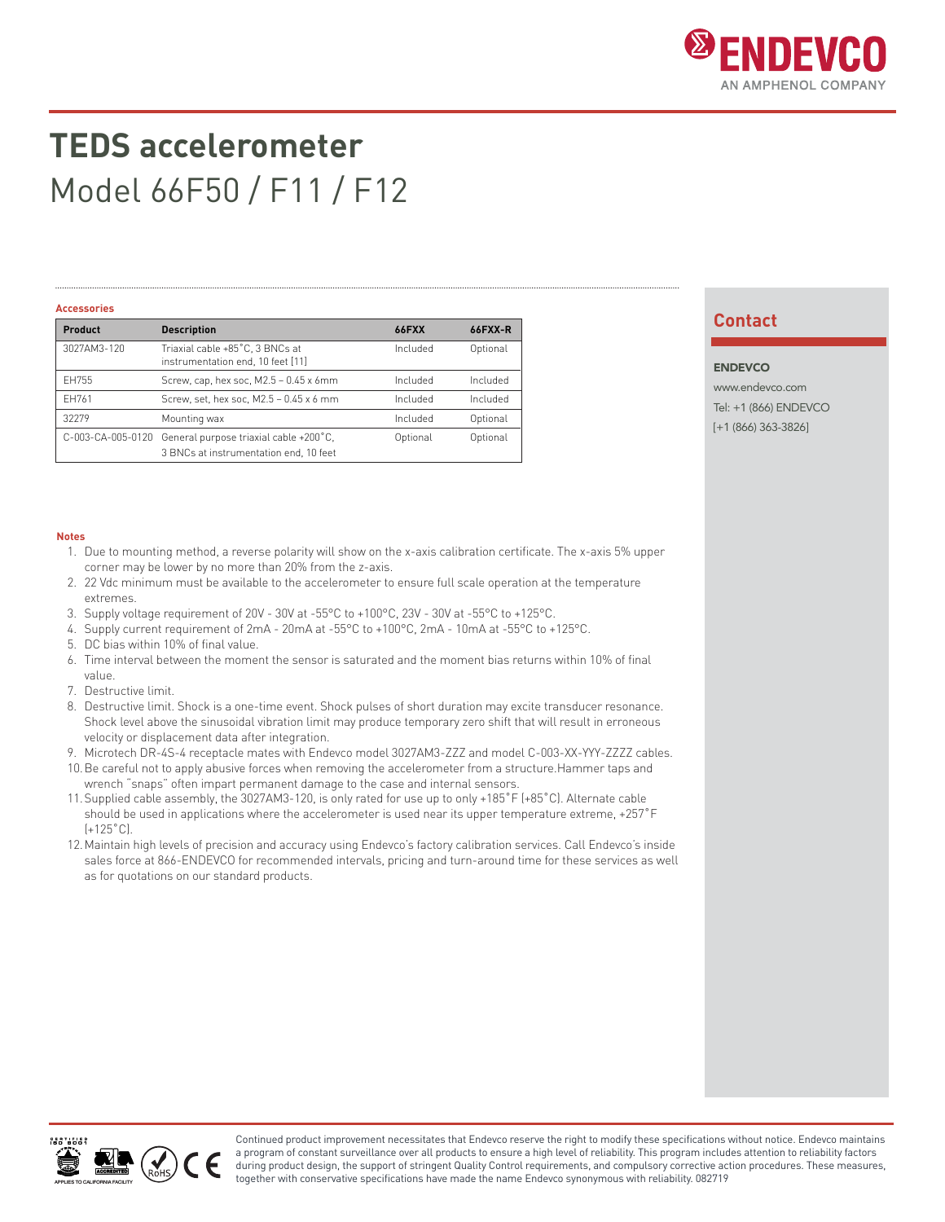# TEDS accelerometer

Model 66F50 / F11 / F12

**Accessories**

| Product | Description | 66FXX | 66FXX-R |
| --- | --- | --- | --- |
| 3027AM3-120 | Triaxial cable +85˚C, 3 BNCs at instrumentation end, 10 feet [11] | Included | Optional |
| EH755 | Screw, cap, hex soc, M2.5 – 0.45 x 6mm | Included | Included |
| EH761 | Screw, set, hex soc, M2.5 – 0.45 x 6 mm | Included | Included |
| 32279 | Mounting wax | Included | Optional |
| C-003-CA-005-0120 | General purpose triaxial cable +200˚C, 3 BNCs at instrumentation end, 10 feet | Optional | Optional |

**Notes**

1. Due to mounting method, a reverse polarity will show on the x-axis calibration certificate. The x-axis 5% upper corner may be lower by no more than 20% from the z-axis.
2. 22 Vdc minimum must be available to the accelerometer to ensure full scale operation at the temperature extremes.
3. Supply voltage requirement of 20V - 30V at -55°C to +100°C, 23V - 30V at -55°C to +125°C.
4. Supply current requirement of 2mA - 20mA at -55°C to +100°C, 2mA - 10mA at -55°C to +125°C.
5. DC bias within 10% of final value.
6. Time interval between the moment the sensor is saturated and the moment bias returns within 10% of final value.
7. Destructive limit.
8. Destructive limit. Shock is a one-time event. Shock pulses of short duration may excite transducer resonance. Shock level above the sinusoidal vibration limit may produce temporary zero shift that will result in erroneous velocity or displacement data after integration.
9. Microtech DR-4S-4 receptacle mates with Endevco model 3027AM3-ZZZ and model C-003-XX-YYY-ZZZZ cables.
10. Be careful not to apply abusive forces when removing the accelerometer from a structure.Hammer taps and wrench "snaps" often impart permanent damage to the case and internal sensors.
11. Supplied cable assembly, the 3027AM3-120, is only rated for use up to only +185˚F (+85˚C). Alternate cable should be used in applications where the accelerometer is used near its upper temperature extreme, +257˚F (+125˚C).
12. Maintain high levels of precision and accuracy using Endevco's factory calibration services. Call Endevco's inside sales force at 866-ENDEVCO for recommended intervals, pricing and turn-around time for these services as well as for quotations on our standard products.

## Contact

**ENDEVCO**

www.endevco.com

Tel: +1 (866) ENDEVCO

[+1 (866) 363-3826]

Continued product improvement necessitates that Endevco reserve the right to modify these specifications without notice. Endevco maintains a program of constant surveillance over all products to ensure a high level of reliability. This program includes attention to reliability factors during product design, the support of stringent Quality Control requirements, and compulsory corrective action procedures. These measures, together with conservative specifications have made the name Endevco synonymous with reliability. 082719